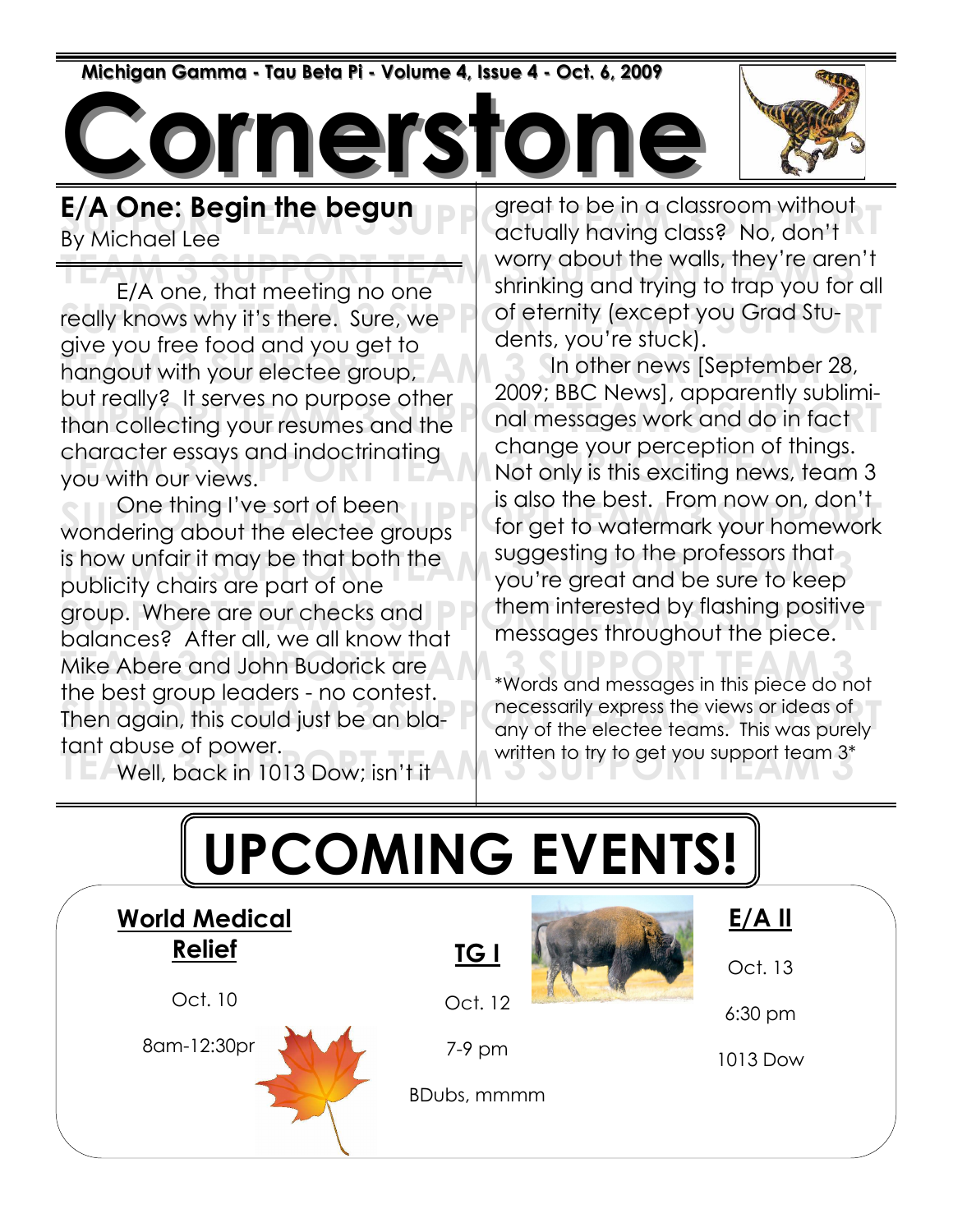**Michigan Gamma - Tau Beta Pi - Volume 4, Issue 4 - Oct. 6, 2009**

# Cornerstone

## E/A One: Begin the begun

By Michael Lee

E/A one, that meeting no one really knows why it's there. Sure, we give you free food and you get to hangout with your electee group, but really? It serves no purpose other than collecting your resumes and the character essays and indoctrinating you with our views.

One thing I've sort of been wondering about the electee groups is how unfair it may be that both the publicity chairs are part of one group. Where are our checks and balances? After all, we all know that Mike Abere and John Budorick are the best group leaders - no contest. Then again, this could just be an blatant abuse of power.

Well, back in 1013 Dow; isn't it great to be in a classroom without actually having class? No, don't worry about the walls, they're aren't shrinking and trying to trap you for all of eternity (except you Grad Students, you're stuck).

In other news [September 28, 2009; BBC News], apparently subliminal messages work and do in fact change your perception of things. Not only is this exciting news, team 3 is also the best. From now on, don't for get to watermark your homework suggesting to the professors that you're great and be sure to keep them interested by flashing positive messages throughout the piece.

*Words and messages in this piece do not necessarily express the views or ideas of any of the electee teams. This was purely written to try to get you support team 3*

# UPCOMING EVENTS!

**World Medical Relief**

Oct. 10

8am-12:30pr

**TG I**

Oct. 12

7-9 pm

BDubs, mmmm

**E/A II**

Oct. 13

6:30 pm

1013 Dow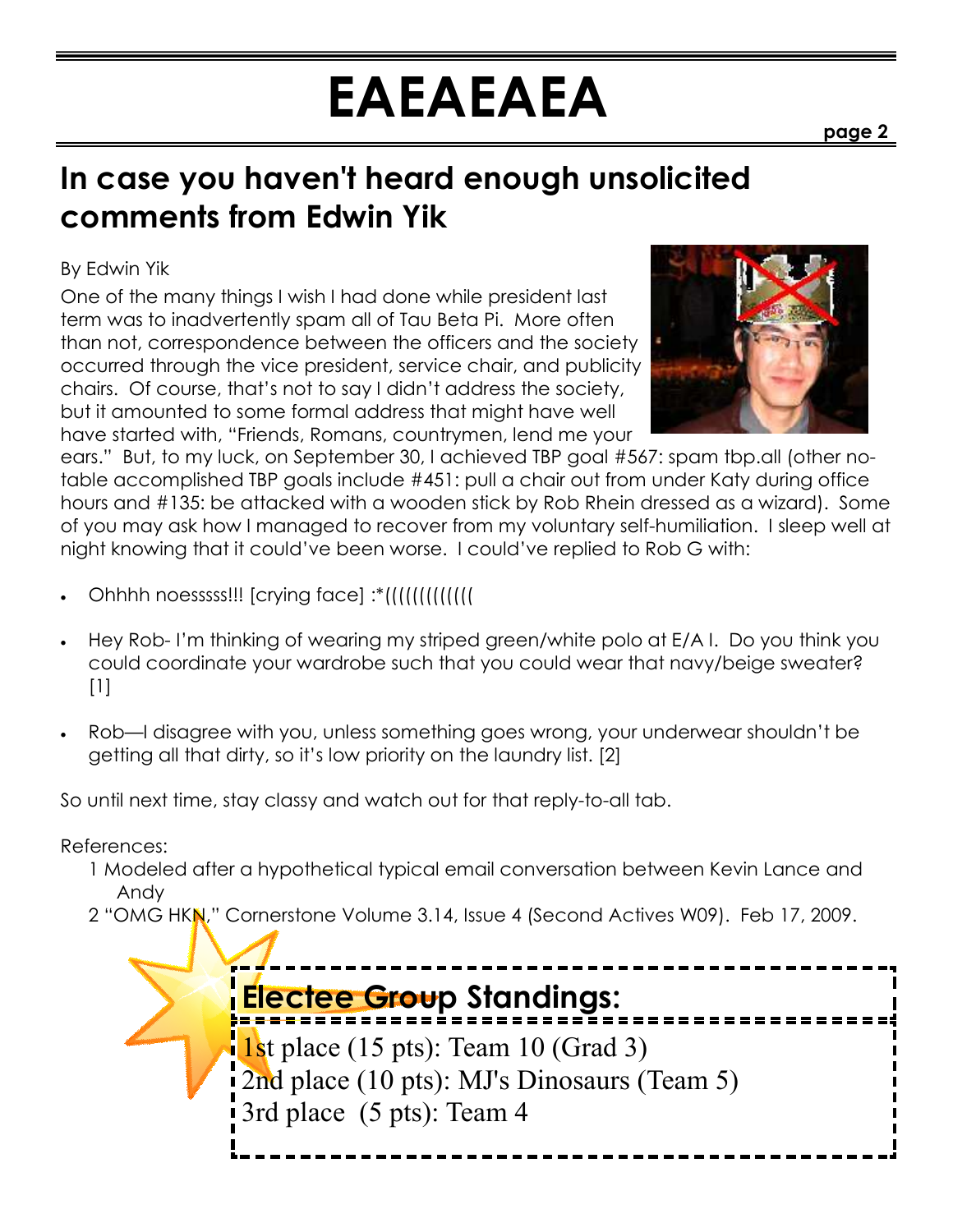# EAEAEAEA

## In case you haven't heard enough unsolicited comments from Edwin Yik

By Edwin Yik

One of the many things I wish I had done while president last term was to inadvertently spam all of Tau Beta Pi. More often than not, correspondence between the officers and the society occurred through the vice president, service chair, and publicity chairs. Of course, that's not to say I didn't address the society, but it amounted to some formal address that might have well have started with, "Friends, Romans, countrymen, lend me your ears." But, to my luck, on September 30, I achieved TBP goal #567: spam tbp.all (other notable accomplished TBP goals include #451: pull a chair out from under Katy during office hours and #135: be attacked with a wooden stick by Rob Rhein dressed as a wizard). Some of you may ask how I managed to recover from my voluntary self-humiliation. I sleep well at night knowing that it could've been worse. I could've replied to Rob G with:

- Ohhhh noesssss!!! [crying face] :*((((((((((((
- Hey Rob- I'm thinking of wearing my striped green/white polo at E/A I. Do you think you could coordinate your wardrobe such that you could wear that navy/beige sweater? [1]
- Rob—I disagree with you, unless something goes wrong, your underwear shouldn't be getting all that dirty, so it's low priority on the laundry list. [2]

So until next time, stay classy and watch out for that reply-to-all tab.

References:

1 Modeled after a hypothetical typical email conversation between Kevin Lance and Andy

2 "OMG HKN," Cornerstone Volume 3.14, Issue 4 (Second Actives W09). Feb 17, 2009.

## Electee Group Standings:

1st place (15 pts): Team 10 (Grad 3)
2nd place (10 pts): MJ's Dinosaurs (Team 5)
3rd place (5 pts): Team 4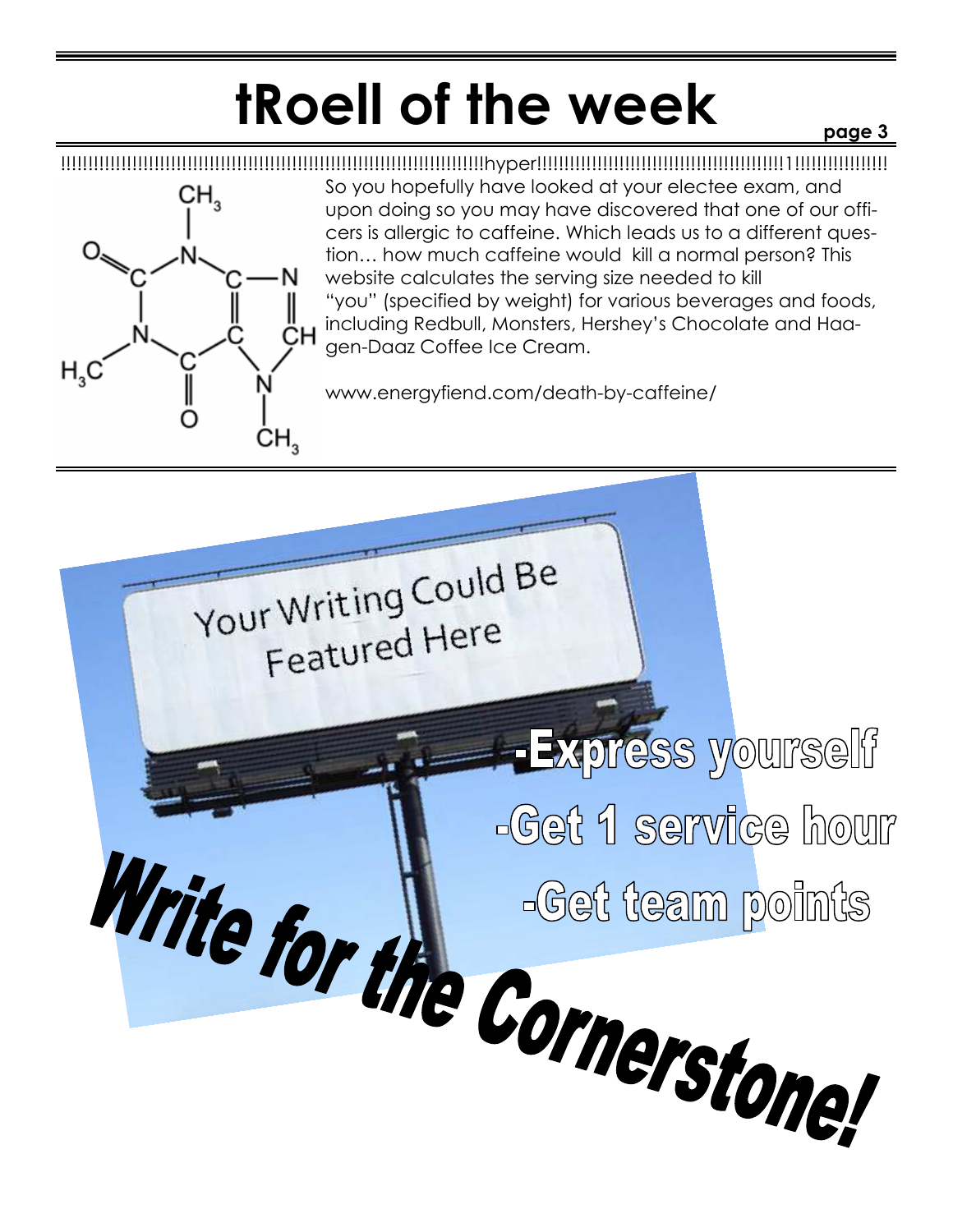# tRoell of the week

!!!!!!!!!!!!!!!!!!!!!!!!!!!!!!!!!!!!!!!!!!!!!!!!!!!!!!!!!!!!!!!!!!!!!!!!!!!hyper!!!!!!!!!!!!!!!!!!!!!!!!!!!!!!!!!!!!!!!!!!!!!!!1!!!!!!!!!!!!!!!!!

So you hopefully have looked at your electee exam, and upon doing so you may have discovered that one of our officers is allergic to caffeine. Which leads us to a different question… how much caffeine would kill a normal person? This website calculates the serving size needed to kill "you" (specified by weight) for various beverages and foods, including Redbull, Monsters, Hershey's Chocolate and Haagen-Daaz Coffee Ice Cream.

www.energyfiend.com/death-by-caffeine/

Your Writing Could Be Featured Here

- Express yourself
- Get 1 service hour
- Get team points

**Write for the Cornerstone!**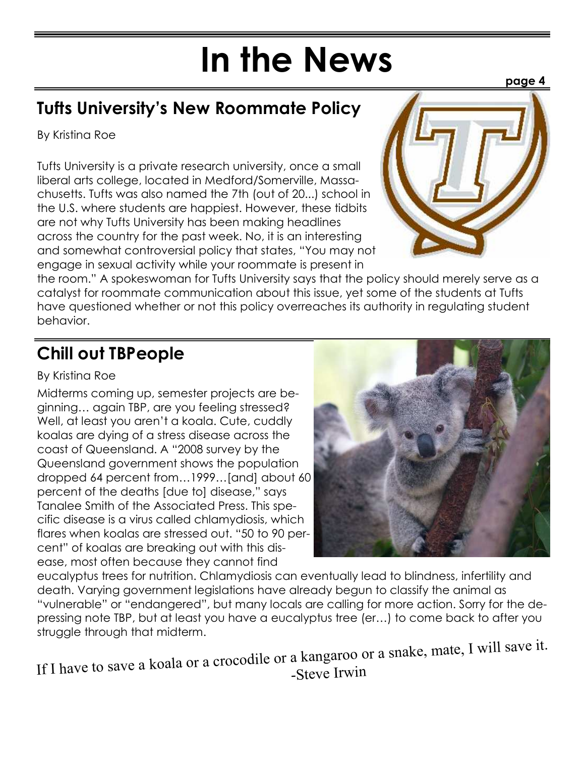# In the News

## Tufts University's New Roommate Policy

By Kristina Roe

Tufts University is a private research university, once a small liberal arts college, located in Medford/Somerville, Massachusetts. Tufts was also named the 7th (out of 20...) school in the U.S. where students are happiest. However, these tidbits are not why Tufts University has been making headlines across the country for the past week. No, it is an interesting and somewhat controversial policy that states, "You may not engage in sexual activity while your roommate is present in the room." A spokeswoman for Tufts University says that the policy should merely serve as a catalyst for roommate communication about this issue, yet some of the students at Tufts have questioned whether or not this policy overreaches its authority in regulating student behavior.

## Chill out TBPeople

By Kristina Roe

Midterms coming up, semester projects are beginning… again TBP, are you feeling stressed? Well, at least you aren't a koala. Cute, cuddly koalas are dying of a stress disease across the coast of Queensland. A "2008 survey by the Queensland government shows the population dropped 64 percent from…1999…[and] about 60 percent of the deaths [due to] disease," says Tanalee Smith of the Associated Press. This specific disease is a virus called chlamydiosis, which flares when koalas are stressed out. "50 to 90 percent" of koalas are breaking out with this disease, most often because they cannot find eucalyptus trees for nutrition. Chlamydiosis can eventually lead to blindness, infertility and death. Varying government legislations have already begun to classify the animal as "vulnerable" or "endangered", but many locals are calling for more action. Sorry for the depressing note TBP, but at least you have a eucalyptus tree (er…) to come back to after you struggle through that midterm.

If I have to save a koala or a crocodile or a kangaroo or a snake, mate, I will save it.
-Steve Irwin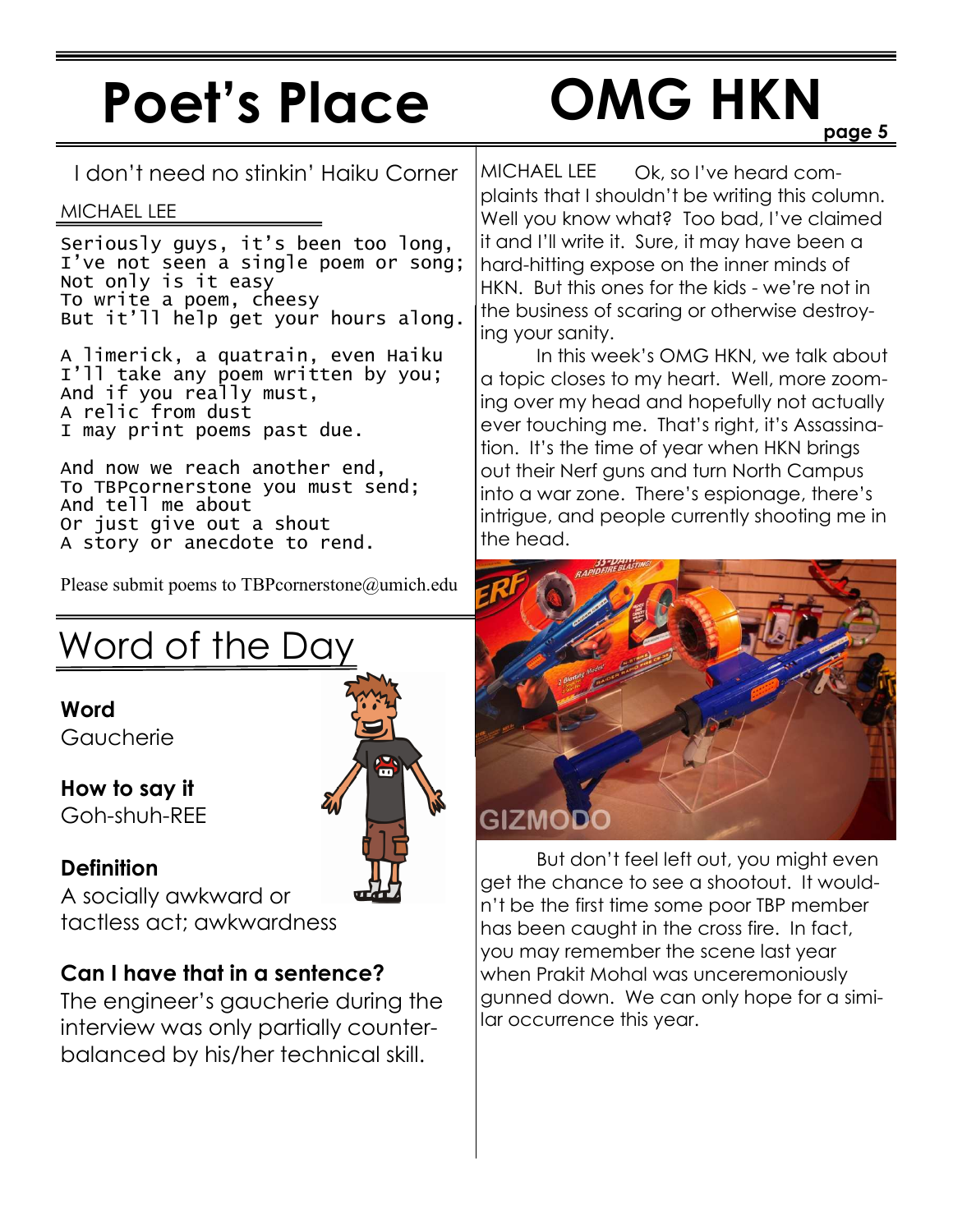# Poet's Place

I don't need no stinkin' Haiku Corner

MICHAEL LEE

```
Seriously guys, it's been too long,
I've not seen a single poem or song;
Not only is it easy
To write a poem, cheesy
But it'll help get your hours along.

A limerick, a quatrain, even Haiku
I'll take any poem written by you;
And if you really must,
A relic from dust
I may print poems past due.

And now we reach another end,
To TBPcornerstone you must send;
And tell me about
Or just give out a shout
A story or anecdote to rend.
```

Please submit poems to TBPcornerstone@umich.edu

# Word of the Day

**Word**
Gaucherie

**How to say it**
Goh-shuh-REE

**Definition**
A socially awkward or tactless act; awkwardness

**Can I have that in a sentence?**
The engineer's gaucherie during the interview was only partially counterbalanced by his/her technical skill.

# OMG HKN

MICHAEL LEE Ok, so I've heard complaints that I shouldn't be writing this column. Well you know what? Too bad, I've claimed it and I'll write it. Sure, it may have been a hard-hitting expose on the inner minds of HKN. But this ones for the kids - we're not in the business of scaring or otherwise destroying your sanity.

In this week's OMG HKN, we talk about a topic closes to my heart. Well, more zooming over my head and hopefully not actually ever touching me. That's right, it's Assassination. It's the time of year when HKN brings out their Nerf guns and turn North Campus into a war zone. There's espionage, there's intrigue, and people currently shooting me in the head.

But don't feel left out, you might even get the chance to see a shootout. It wouldn't be the first time some poor TBP member has been caught in the cross fire. In fact, you may remember the scene last year when Prakit Mohal was unceremoniously gunned down. We can only hope for a similar occurrence this year.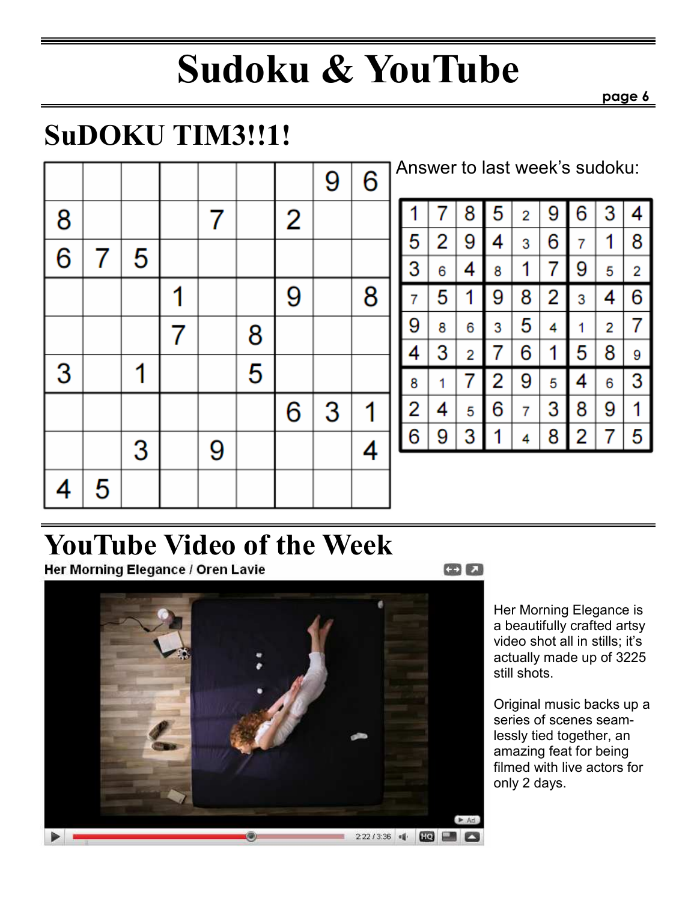# Sudoku & YouTube

## SuDOKU TIM3!!1!

| | | | | | | | | |
|---|---|---|---|---|---|---|---|---|
| | | | | | | | 9 | 6 |
| 8 | | | | 7 | | 2 | | |
| 6 | 7 | 5 | | | | | | |
| | | | 1 | | | 9 | | 8 |
| | | | 7 | | 8 | | | |
| 3 | | 1 | | | 5 | | | |
| | | | | | | 6 | 3 | 1 |
| | | 3 | | 9 | | | | 4 |
| 4 | 5 | | | | | | | |

Answer to last week's sudoku:

| | | | | | | | | |
|---|---|---|---|---|---|---|---|---|
| 1 | 7 | 8 | 5 | 2 | 9 | 6 | 3 | 4 |
| 5 | 2 | 9 | 4 | 3 | 6 | 7 | 1 | 8 |
| 3 | 6 | 4 | 8 | 1 | 7 | 9 | 5 | 2 |
| 7 | 5 | 1 | 9 | 8 | 2 | 3 | 4 | 6 |
| 9 | 8 | 6 | 3 | 5 | 4 | 1 | 2 | 7 |
| 4 | 3 | 2 | 7 | 6 | 1 | 5 | 8 | 9 |
| 8 | 1 | 7 | 2 | 9 | 5 | 4 | 6 | 3 |
| 2 | 4 | 5 | 6 | 7 | 3 | 8 | 9 | 1 |
| 6 | 9 | 3 | 1 | 4 | 8 | 2 | 7 | 5 |

## YouTube Video of the Week

**Her Morning Elegance / Oren Lavie**

Her Morning Elegance is a beautifully crafted artsy video shot all in stills; it's actually made up of 3225 still shots.

Original music backs up a series of scenes seamlessly tied together, an amazing feat for being filmed with live actors for only 2 days.